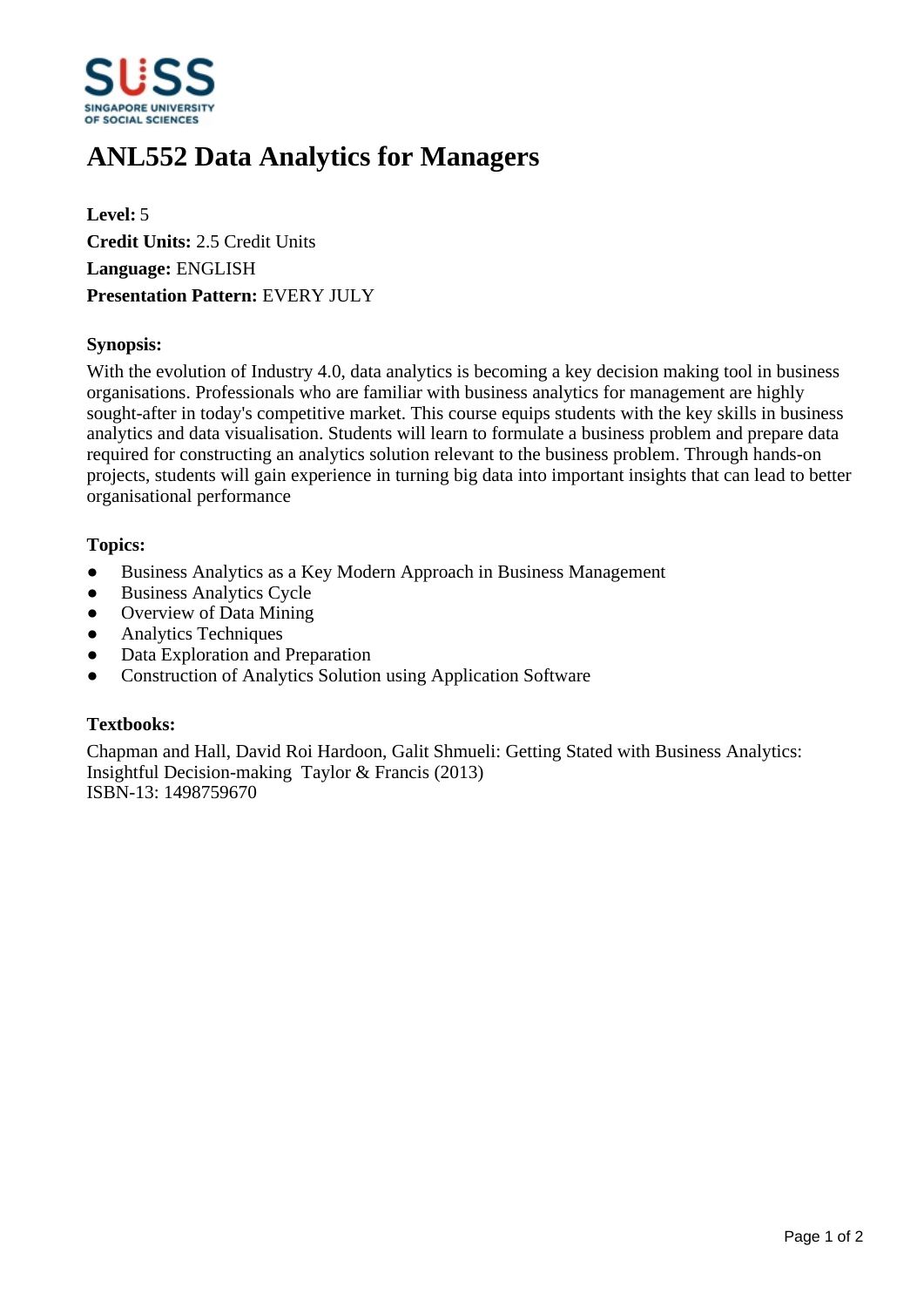# ANL552 Data Analytics for Managers

**Level:** 5
**Credit Units:** 2.5 Credit Units
**Language:** ENGLISH
**Presentation Pattern:** EVERY JULY

### Synopsis:

With the evolution of Industry 4.0, data analytics is becoming a key decision making tool in business organisations. Professionals who are familiar with business analytics for management are highly sought-after in today's competitive market. This course equips students with the key skills in business analytics and data visualisation. Students will learn to formulate a business problem and prepare data required for constructing an analytics solution relevant to the business problem. Through hands-on projects, students will gain experience in turning big data into important insights that can lead to better organisational performance

### Topics:

- Business Analytics as a Key Modern Approach in Business Management
- Business Analytics Cycle
- Overview of Data Mining
- Analytics Techniques
- Data Exploration and Preparation
- Construction of Analytics Solution using Application Software

### Textbooks:

Chapman and Hall, David Roi Hardoon, Galit Shmueli: Getting Stated with Business Analytics: Insightful Decision-making  Taylor & Francis (2013)
ISBN-13: 1498759670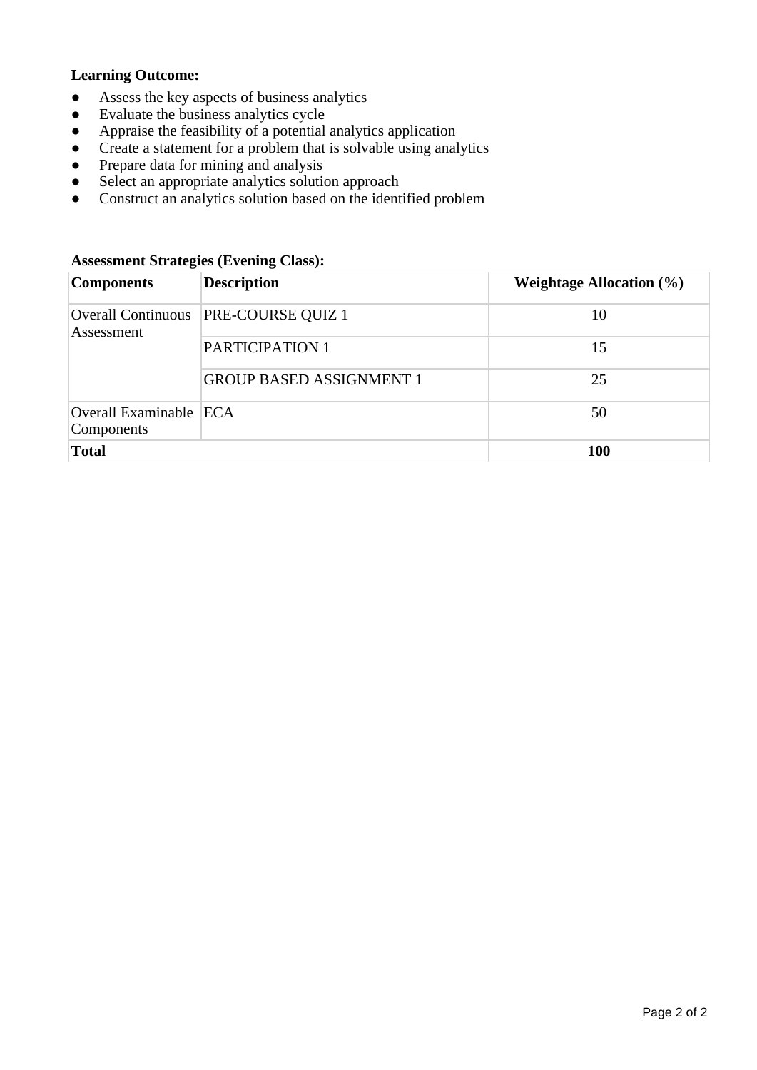**Learning Outcome:**

- Assess the key aspects of business analytics
- Evaluate the business analytics cycle
- Appraise the feasibility of a potential analytics application
- Create a statement for a problem that is solvable using analytics
- Prepare data for mining and analysis
- Select an appropriate analytics solution approach
- Construct an analytics solution based on the identified problem

**Assessment Strategies (Evening Class):**

| Components | Description | Weightage Allocation (%) |
|---|---|---|
| Overall Continuous Assessment | PRE-COURSE QUIZ 1 | 10 |
| | PARTICIPATION 1 | 15 |
| | GROUP BASED ASSIGNMENT 1 | 25 |
| Overall Examinable Components | ECA | 50 |
| **Total** | | **100** |